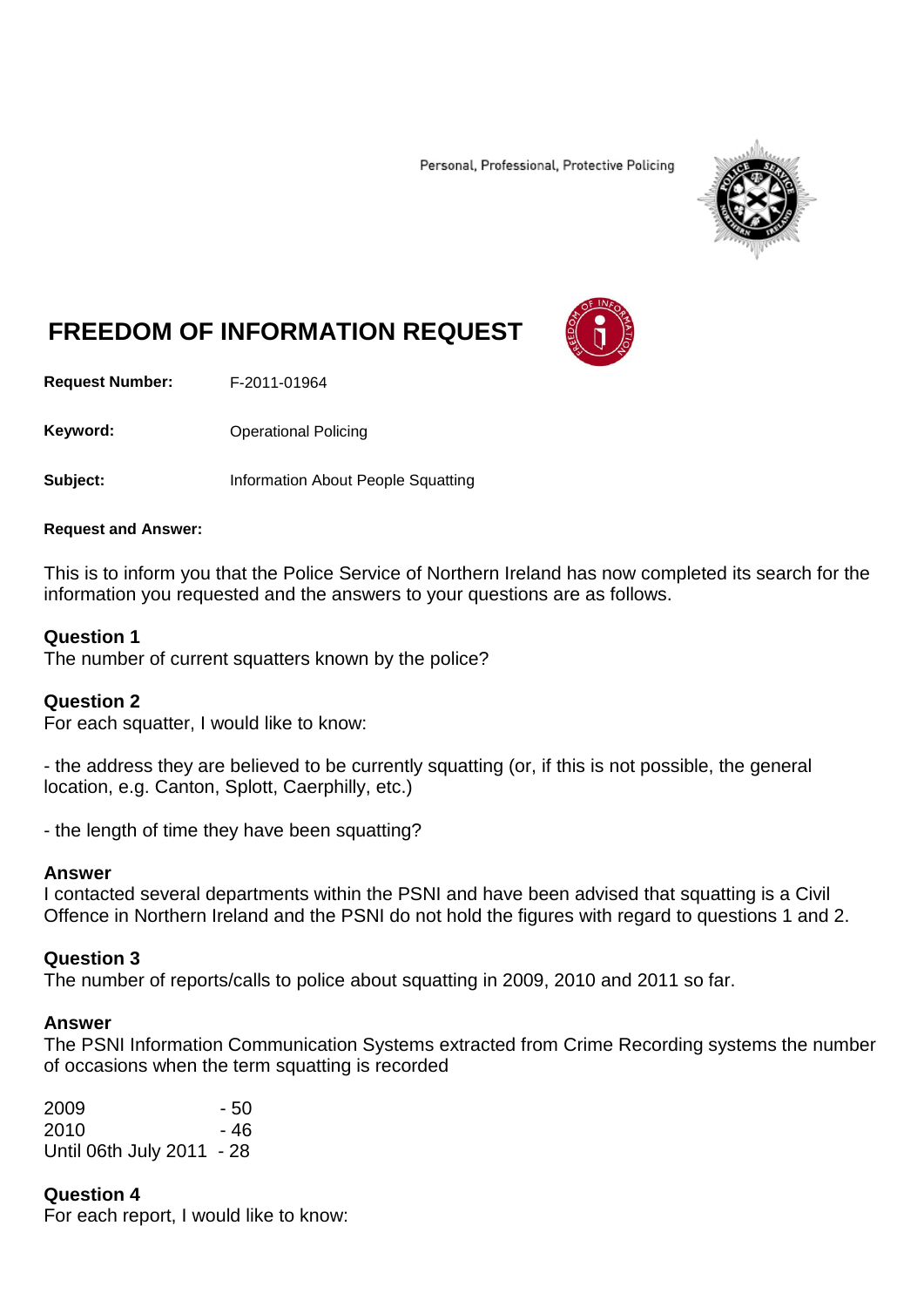Personal, Professional, Protective Policing

# FREEDOM OF INFORMATION REQUEST

**Request Number:** F-2011-01964

**Keyword:** Operational Policing

**Subject:** Information About People Squatting

**Request and Answer:**

This is to inform you that the Police Service of Northern Ireland has now completed its search for the information you requested and the answers to your questions are as follows.

### Question 1
The number of current squatters known by the police?

### Question 2
For each squatter, I would like to know:

- the address they are believed to be currently squatting (or, if this is not possible, the general location, e.g. Canton, Splott, Caerphilly, etc.)

- the length of time they have been squatting?

### Answer
I contacted several departments within the PSNI and have been advised that squatting is a Civil Offence in Northern Ireland and the PSNI do not hold the figures with regard to questions 1 and 2.

### Question 3
The number of reports/calls to police about squatting in 2009, 2010 and 2011 so far.

### Answer
The PSNI Information Communication Systems extracted from Crime Recording systems the number of occasions when the term squatting is recorded

2009 - 50
2010 - 46
Until 06th July 2011 - 28

### Question 4
For each report, I would like to know: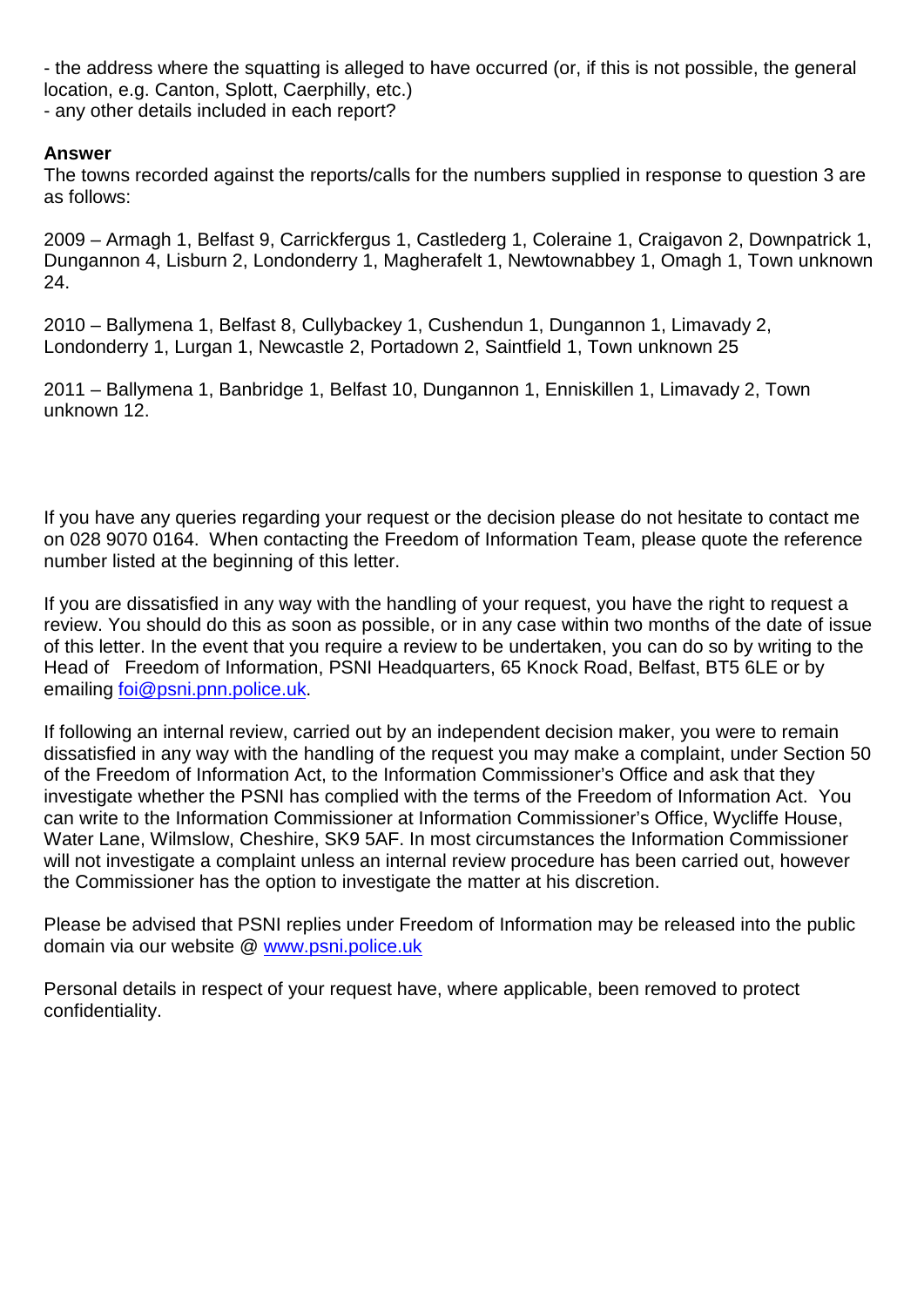- the address where the squatting is alleged to have occurred (or, if this is not possible, the general location, e.g. Canton, Splott, Caerphilly, etc.)
- any other details included in each report?

**Answer**

The towns recorded against the reports/calls for the numbers supplied in response to question 3 are as follows:

2009 – Armagh 1, Belfast 9, Carrickfergus 1, Castlederg 1, Coleraine 1, Craigavon 2, Downpatrick 1, Dungannon 4, Lisburn 2, Londonderry 1, Magherafelt 1, Newtownabbey 1, Omagh 1, Town unknown 24.

2010 – Ballymena 1, Belfast 8, Cullybackey 1, Cushendun 1, Dungannon 1, Limavady 2, Londonderry 1, Lurgan 1, Newcastle 2, Portadown 2, Saintfield 1, Town unknown 25

2011 – Ballymena 1, Banbridge 1, Belfast 10, Dungannon 1, Enniskillen 1, Limavady 2, Town unknown 12.

If you have any queries regarding your request or the decision please do not hesitate to contact me on 028 9070 0164. When contacting the Freedom of Information Team, please quote the reference number listed at the beginning of this letter.

If you are dissatisfied in any way with the handling of your request, you have the right to request a review. You should do this as soon as possible, or in any case within two months of the date of issue of this letter. In the event that you require a review to be undertaken, you can do so by writing to the Head of Freedom of Information, PSNI Headquarters, 65 Knock Road, Belfast, BT5 6LE or by emailing foi@psni.pnn.police.uk.

If following an internal review, carried out by an independent decision maker, you were to remain dissatisfied in any way with the handling of the request you may make a complaint, under Section 50 of the Freedom of Information Act, to the Information Commissioner's Office and ask that they investigate whether the PSNI has complied with the terms of the Freedom of Information Act. You can write to the Information Commissioner at Information Commissioner's Office, Wycliffe House, Water Lane, Wilmslow, Cheshire, SK9 5AF. In most circumstances the Information Commissioner will not investigate a complaint unless an internal review procedure has been carried out, however the Commissioner has the option to investigate the matter at his discretion.

Please be advised that PSNI replies under Freedom of Information may be released into the public domain via our website @ www.psni.police.uk

Personal details in respect of your request have, where applicable, been removed to protect confidentiality.